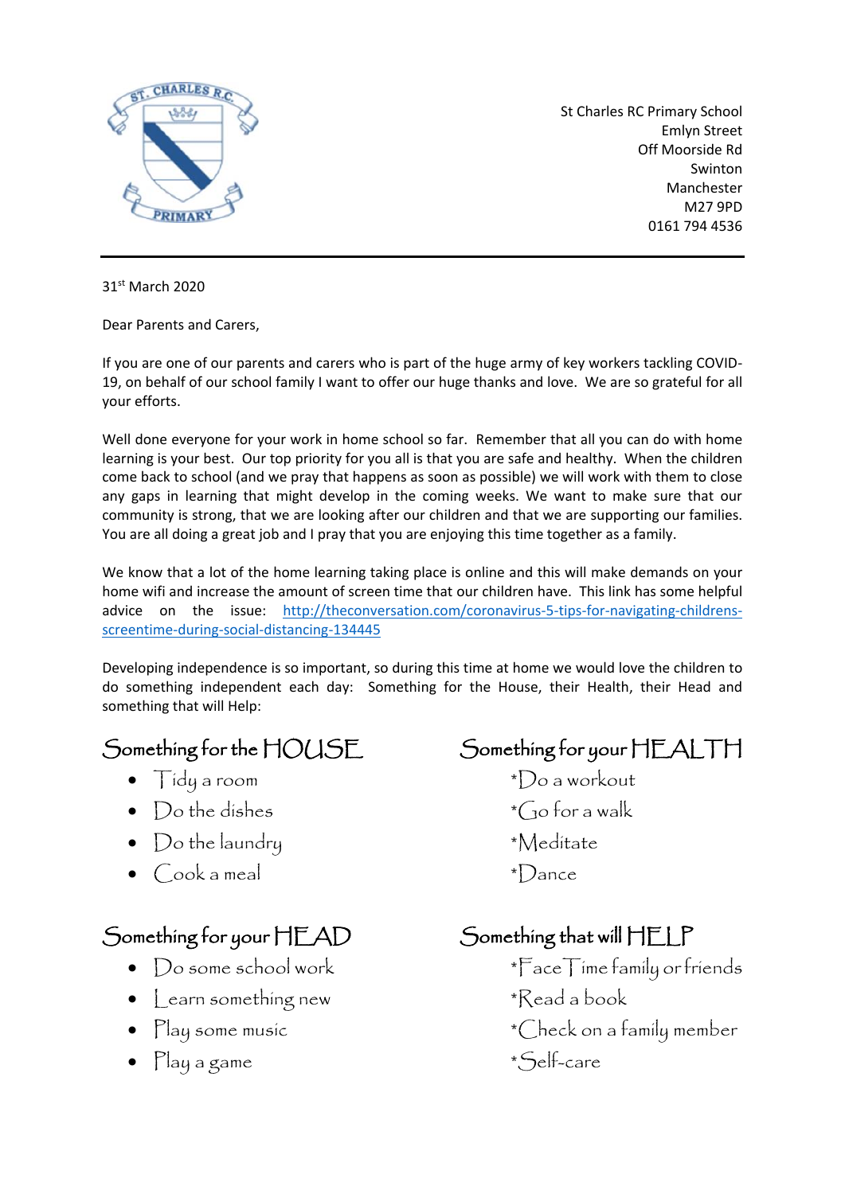St Charles RC Primary School
Emlyn Street
Off Moorside Rd
Swinton
Manchester
M27 9PD
0161 794 4536

31st March 2020

Dear Parents and Carers,

If you are one of our parents and carers who is part of the huge army of key workers tackling COVID-19, on behalf of our school family I want to offer our huge thanks and love. We are so grateful for all your efforts.

Well done everyone for your work in home school so far. Remember that all you can do with home learning is your best. Our top priority for you all is that you are safe and healthy. When the children come back to school (and we pray that happens as soon as possible) we will work with them to close any gaps in learning that might develop in the coming weeks. We want to make sure that our community is strong, that we are looking after our children and that we are supporting our families. You are all doing a great job and I pray that you are enjoying this time together as a family.

We know that a lot of the home learning taking place is online and this will make demands on your home wifi and increase the amount of screen time that our children have. This link has some helpful advice on the issue: [http://theconversation.com/coronavirus-5-tips-for-navigating-childrens-screentime-during-social-distancing-134445](http://theconversation.com/coronavirus-5-tips-for-navigating-childrens-screentime-during-social-distancing-134445)

Developing independence is so important, so during this time at home we would love the children to do something independent each day: Something for the House, their Health, their Head and something that will Help:

## Something for the HOUSE

- Tidy a room
- Do the dishes
- Do the laundry
- Cook a meal

## Something for your HEALTH

*Do a workout
*Go for a walk
*Meditate
*Dance

## Something for your HEAD

- Do some school work
- Learn something new
- Play some music
- Play a game

## Something that will HELP

*FaceTime family or friends
*Read a book
*Check on a family member
*Self-care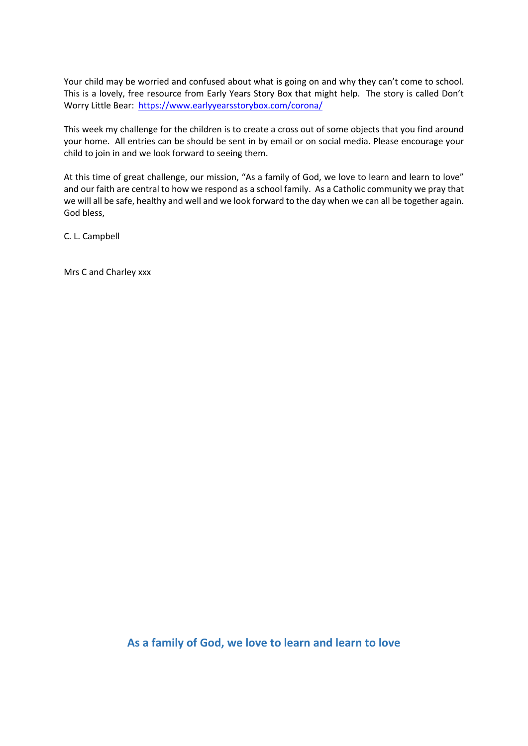Your child may be worried and confused about what is going on and why they can't come to school. This is a lovely, free resource from Early Years Story Box that might help. The story is called Don't Worry Little Bear: https://www.earlyyearsstorybox.com/corona/

This week my challenge for the children is to create a cross out of some objects that you find around your home. All entries can be should be sent in by email or on social media. Please encourage your child to join in and we look forward to seeing them.

At this time of great challenge, our mission, "As a family of God, we love to learn and learn to love" and our faith are central to how we respond as a school family. As a Catholic community we pray that we will all be safe, healthy and well and we look forward to the day when we can all be together again. God bless,

C. L. Campbell

Mrs C and Charley xxx

**As a family of God, we love to learn and learn to love**